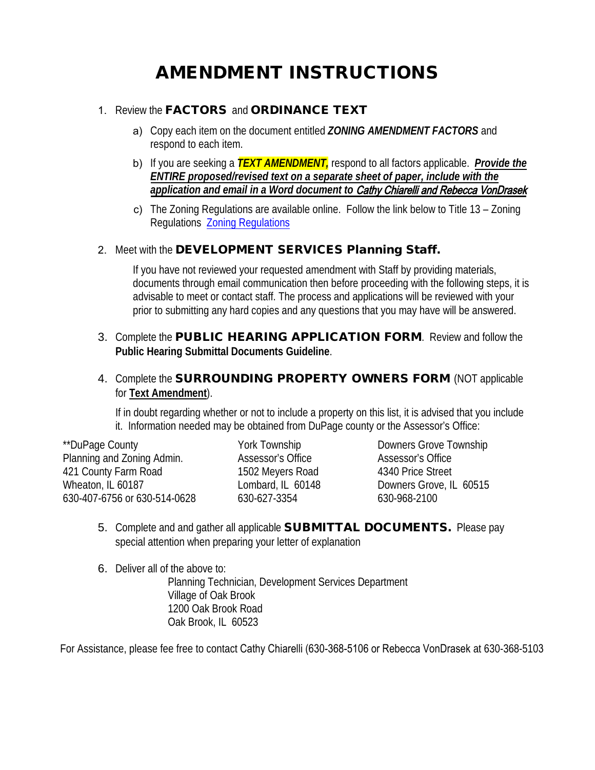# AMENDMENT INSTRUCTIONS

1. Review the **FACTORS** and **ORDINANCE TEXT**
   a) Copy each item on the document entitled ***ZONING AMENDMENT FACTORS*** and respond to each item.
   b) If you are seeking a ***TEXT AMENDMENT,*** respond to all factors applicable. ***Provide the ENTIRE proposed/revised text on a separate sheet of paper, include with the application and email in a Word document to Cathy Chiarelli and Rebecca VonDrasek***
   c) The Zoning Regulations are available online. Follow the link below to Title 13 – Zoning Regulations [Zoning Regulations]

2. Meet with the **DEVELOPMENT SERVICES Planning Staff.**

   If you have not reviewed your requested amendment with Staff by providing materials, documents through email communication then before proceeding with the following steps, it is advisable to meet or contact staff. The process and applications will be reviewed with your prior to submitting any hard copies and any questions that you may have will be answered.

3. Complete the **PUBLIC HEARING APPLICATION FORM**. Review and follow the **Public Hearing Submittal Documents Guideline**.

4. Complete the **SURROUNDING PROPERTY OWNERS FORM** (NOT applicable for **Text Amendment**).

   If in doubt regarding whether or not to include a property on this list, it is advised that you include it. Information needed may be obtained from DuPage county or the Assessor's Office:

| **DuPage County | York Township | Downers Grove Township |
|---|---|---|
| Planning and Zoning Admin. | Assessor's Office | Assessor's Office |
| 421 County Farm Road | 1502 Meyers Road | 4340 Price Street |
| Wheaton, IL 60187 | Lombard, IL 60148 | Downers Grove, IL 60515 |
| 630-407-6756 or 630-514-0628 | 630-627-3354 | 630-968-2100 |

5. Complete and and gather all applicable **SUBMITTAL DOCUMENTS.** Please pay special attention when preparing your letter of explanation

6. Deliver all of the above to:
   Planning Technician, Development Services Department
   Village of Oak Brook
   1200 Oak Brook Road
   Oak Brook, IL 60523

For Assistance, please fee free to contact Cathy Chiarelli (630-368-5106 or Rebecca VonDrasek at 630-368-5103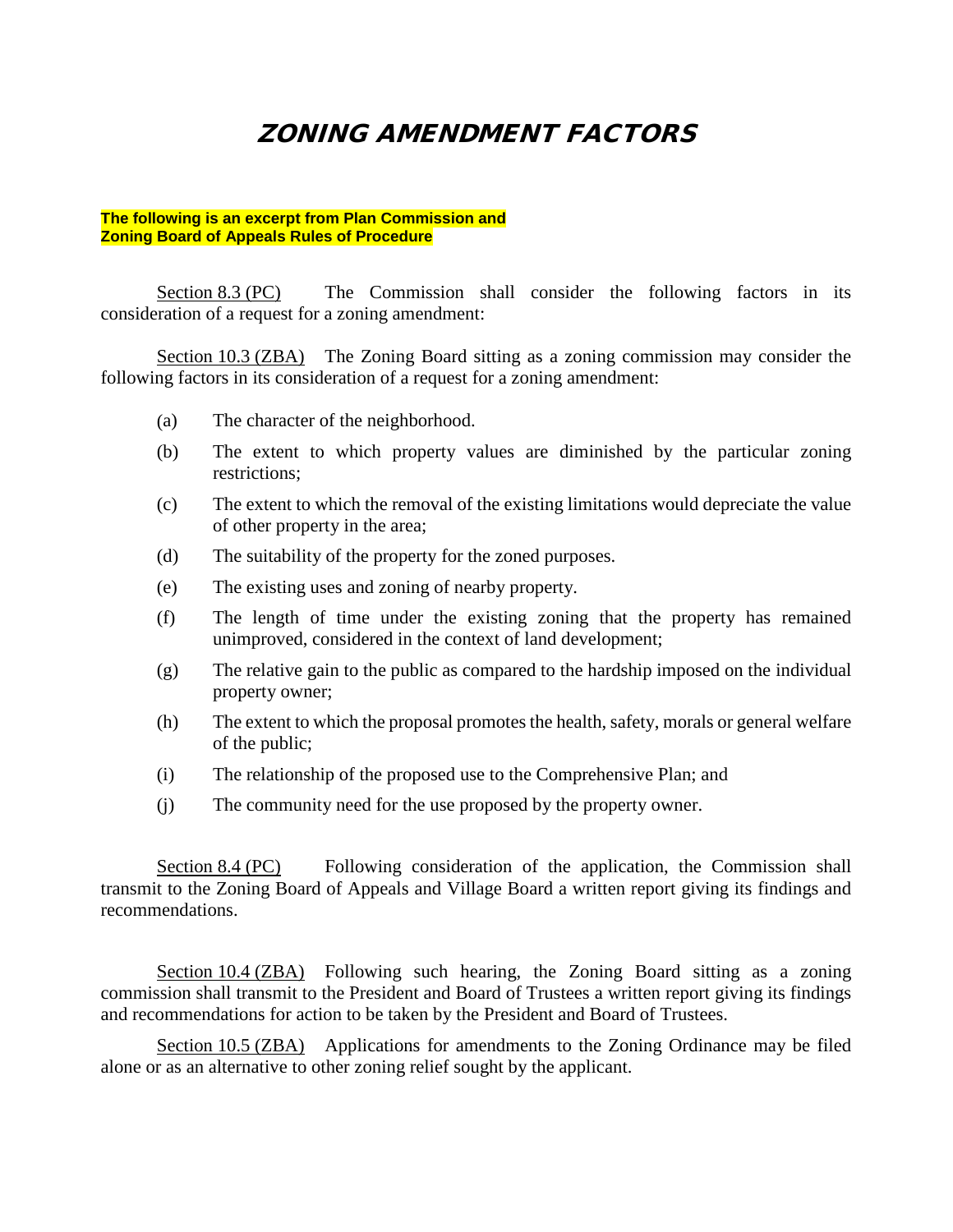# ZONING AMENDMENT FACTORS

**The following is an excerpt from Plan Commission and Zoning Board of Appeals Rules of Procedure**

Section 8.3 (PC) The Commission shall consider the following factors in its consideration of a request for a zoning amendment:

Section 10.3 (ZBA) The Zoning Board sitting as a zoning commission may consider the following factors in its consideration of a request for a zoning amendment:

(a) The character of the neighborhood.

(b) The extent to which property values are diminished by the particular zoning restrictions;

(c) The extent to which the removal of the existing limitations would depreciate the value of other property in the area;

(d) The suitability of the property for the zoned purposes.

(e) The existing uses and zoning of nearby property.

(f) The length of time under the existing zoning that the property has remained unimproved, considered in the context of land development;

(g) The relative gain to the public as compared to the hardship imposed on the individual property owner;

(h) The extent to which the proposal promotes the health, safety, morals or general welfare of the public;

(i) The relationship of the proposed use to the Comprehensive Plan; and

(j) The community need for the use proposed by the property owner.

Section 8.4 (PC) Following consideration of the application, the Commission shall transmit to the Zoning Board of Appeals and Village Board a written report giving its findings and recommendations.

Section 10.4 (ZBA) Following such hearing, the Zoning Board sitting as a zoning commission shall transmit to the President and Board of Trustees a written report giving its findings and recommendations for action to be taken by the President and Board of Trustees.

Section 10.5 (ZBA) Applications for amendments to the Zoning Ordinance may be filed alone or as an alternative to other zoning relief sought by the applicant.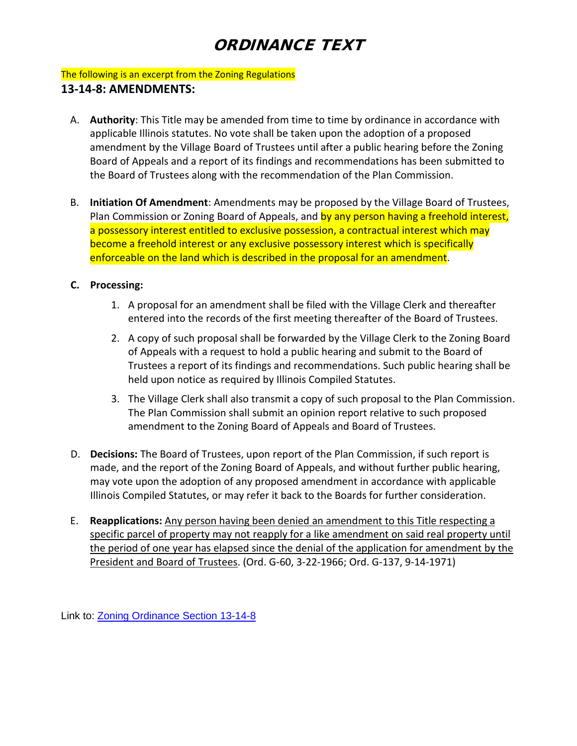# *ORDINANCE TEXT*

The following is an excerpt from the Zoning Regulations

## 13-14-8: AMENDMENTS:

A. **Authority**: This Title may be amended from time to time by ordinance in accordance with applicable Illinois statutes. No vote shall be taken upon the adoption of a proposed amendment by the Village Board of Trustees until after a public hearing before the Zoning Board of Appeals and a report of its findings and recommendations has been submitted to the Board of Trustees along with the recommendation of the Plan Commission.

B. **Initiation Of Amendment**: Amendments may be proposed by the Village Board of Trustees, Plan Commission or Zoning Board of Appeals, and by any person having a freehold interest, a possessory interest entitled to exclusive possession, a contractual interest which may become a freehold interest or any exclusive possessory interest which is specifically enforceable on the land which is described in the proposal for an amendment.

C. **Processing:**

1. A proposal for an amendment shall be filed with the Village Clerk and thereafter entered into the records of the first meeting thereafter of the Board of Trustees.
2. A copy of such proposal shall be forwarded by the Village Clerk to the Zoning Board of Appeals with a request to hold a public hearing and submit to the Board of Trustees a report of its findings and recommendations. Such public hearing shall be held upon notice as required by Illinois Compiled Statutes.
3. The Village Clerk shall also transmit a copy of such proposal to the Plan Commission. The Plan Commission shall submit an opinion report relative to such proposed amendment to the Zoning Board of Appeals and Board of Trustees.

D. **Decisions:** The Board of Trustees, upon report of the Plan Commission, if such report is made, and the report of the Zoning Board of Appeals, and without further public hearing, may vote upon the adoption of any proposed amendment in accordance with applicable Illinois Compiled Statutes, or may refer it back to the Boards for further consideration.

E. **Reapplications:** Any person having been denied an amendment to this Title respecting a specific parcel of property may not reapply for a like amendment on said real property until the period of one year has elapsed since the denial of the application for amendment by the President and Board of Trustees. (Ord. G-60, 3-22-1966; Ord. G-137, 9-14-1971)

Link to: Zoning Ordinance Section 13-14-8